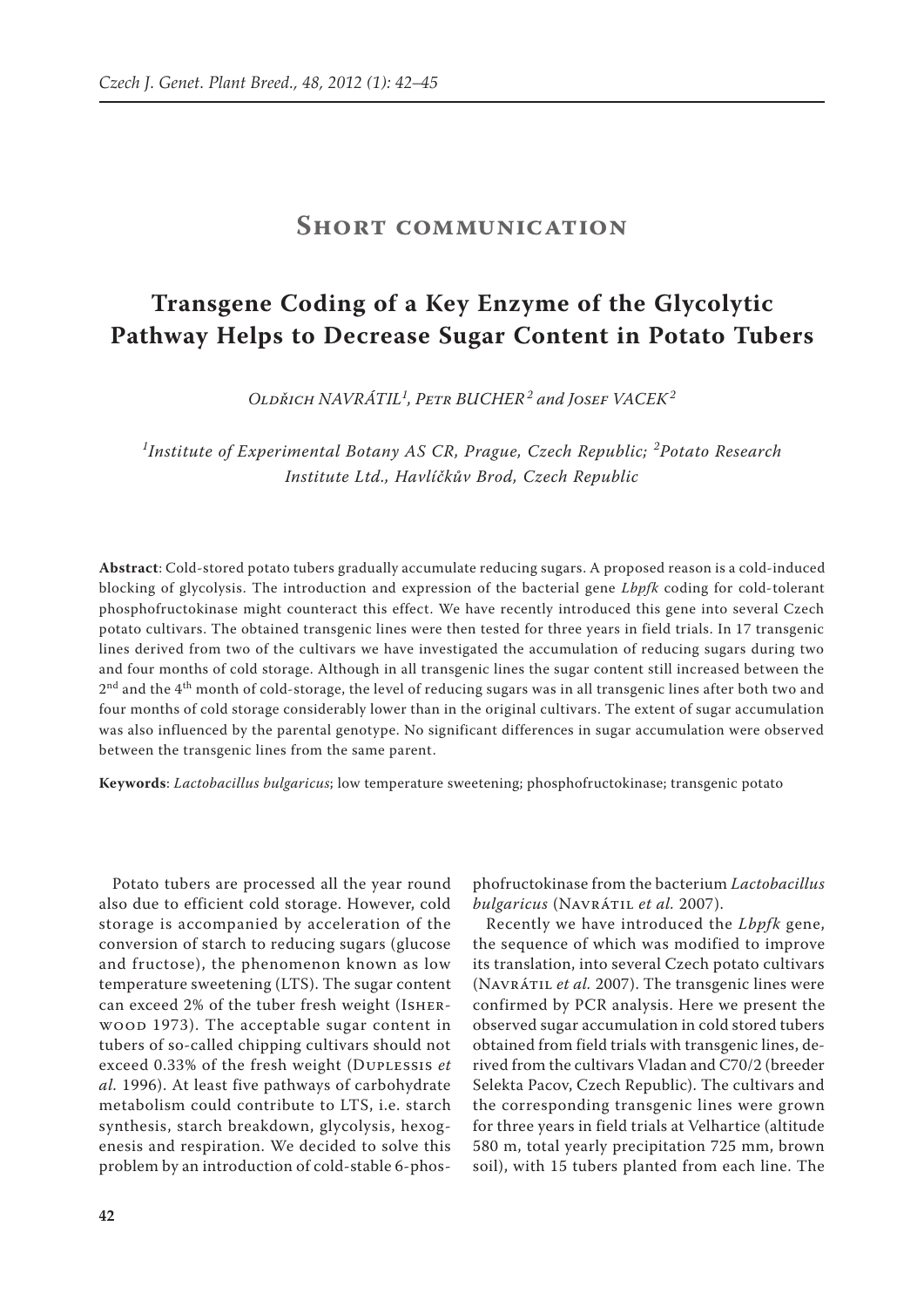# Short communication

## Transgene Coding of a Key Enzyme of the Glycolytic Pathway Helps to Decrease Sugar Content in Potato Tubers

*Oldřich NAVRÁTIL[1], Petr BUCHER[2] and Josef VACEK[2]*

*[1]Institute of Experimental Botany AS CR, Prague, Czech Republic; [2]Potato Research Institute Ltd., Havlíčkův Brod, Czech Republic*

**Abstract**: Cold-stored potato tubers gradually accumulate reducing sugars. A proposed reason is a cold-induced blocking of glycolysis. The introduction and expression of the bacterial gene *Lbpfk* coding for cold-tolerant phosphofructokinase might counteract this effect. We have recently introduced this gene into several Czech potato cultivars. The obtained transgenic lines were then tested for three years in field trials. In 17 transgenic lines derived from two of the cultivars we have investigated the accumulation of reducing sugars during two and four months of cold storage. Although in all transgenic lines the sugar content still increased between the 2nd and the 4th month of cold-storage, the level of reducing sugars was in all transgenic lines after both two and four months of cold storage considerably lower than in the original cultivars. The extent of sugar accumulation was also influenced by the parental genotype. No significant differences in sugar accumulation were observed between the transgenic lines from the same parent.

**Keywords**: *Lactobacillus bulgaricus*; low temperature sweetening; phosphofructokinase; transgenic potato

Potato tubers are processed all the year round also due to efficient cold storage. However, cold storage is accompanied by acceleration of the conversion of starch to reducing sugars (glucose and fructose), the phenomenon known as low temperature sweetening (LTS). The sugar content can exceed 2% of the tuber fresh weight (Isherwood 1973). The acceptable sugar content in tubers of so-called chipping cultivars should not exceed 0.33% of the fresh weight (Duplessis *et al.* 1996). At least five pathways of carbohydrate metabolism could contribute to LTS, i.e. starch synthesis, starch breakdown, glycolysis, hexogenesis and respiration. We decided to solve this problem by an introduction of cold-stable 6-phosphofructokinase from the bacterium *Lactobacillus bulgaricus* (Navrátil *et al.* 2007).

Recently we have introduced the *Lbpfk* gene, the sequence of which was modified to improve its translation, into several Czech potato cultivars (Navrátil *et al.* 2007). The transgenic lines were confirmed by PCR analysis. Here we present the observed sugar accumulation in cold stored tubers obtained from field trials with transgenic lines, derived from the cultivars Vladan and C70/2 (breeder Selekta Pacov, Czech Republic). The cultivars and the corresponding transgenic lines were grown for three years in field trials at Velhartice (altitude 580 m, total yearly precipitation 725 mm, brown soil), with 15 tubers planted from each line. The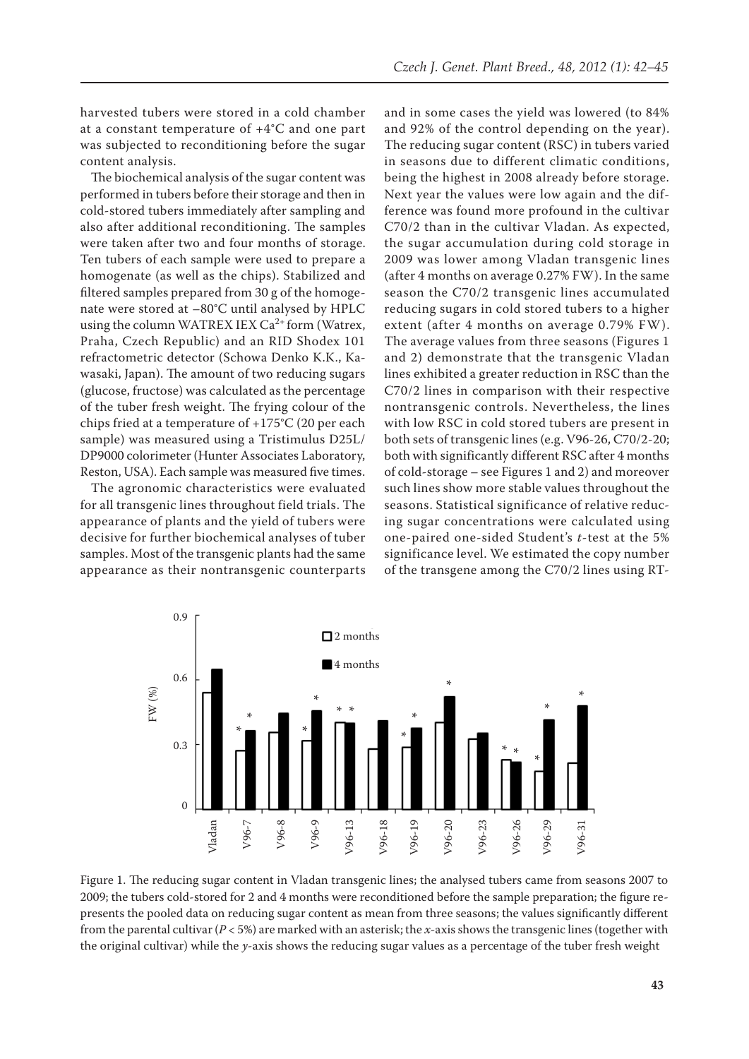harvested tubers were stored in a cold chamber at a constant temperature of +4°C and one part was subjected to reconditioning before the sugar content analysis.

The biochemical analysis of the sugar content was performed in tubers before their storage and then in cold-stored tubers immediately after sampling and also after additional reconditioning. The samples were taken after two and four months of storage. Ten tubers of each sample were used to prepare a homogenate (as well as the chips). Stabilized and filtered samples prepared from 30 g of the homogenate were stored at –80°C until analysed by HPLC using the column WATREX IEX $Ca^{2+}$ form (Watrex, Praha, Czech Republic) and an RID Shodex 101 refractometric detector (Schowa Denko K.K., Kawasaki, Japan). The amount of two reducing sugars (glucose, fructose) was calculated as the percentage of the tuber fresh weight. The frying colour of the chips fried at a temperature of +175°C (20 per each sample) was measured using a Tristimulus D25L/DP9000 colorimeter (Hunter Associates Laboratory, Reston, USA). Each sample was measured five times.

The agronomic characteristics were evaluated for all transgenic lines throughout field trials. The appearance of plants and the yield of tubers were decisive for further biochemical analyses of tuber samples. Most of the transgenic plants had the same appearance as their nontransgenic counterparts and in some cases the yield was lowered (to 84% and 92% of the control depending on the year). The reducing sugar content (RSC) in tubers varied in seasons due to different climatic conditions, being the highest in 2008 already before storage. Next year the values were low again and the difference was found more profound in the cultivar C70/2 than in the cultivar Vladan. As expected, the sugar accumulation during cold storage in 2009 was lower among Vladan transgenic lines (after 4 months on average 0.27% FW). In the same season the C70/2 transgenic lines accumulated reducing sugars in cold stored tubers to a higher extent (after 4 months on average 0.79% FW). The average values from three seasons (Figures 1 and 2) demonstrate that the transgenic Vladan lines exhibited a greater reduction in RSC than the C70/2 lines in comparison with their respective nontransgenic controls. Nevertheless, the lines with low RSC in cold stored tubers are present in both sets of transgenic lines (e.g. V96-26, C70/2-20; both with significantly different RSC after 4 months of cold-storage – see Figures 1 and 2) and moreover such lines show more stable values throughout the seasons. Statistical significance of relative reducing sugar concentrations were calculated using one-paired one-sided Student's *t*-test at the 5% significance level. We estimated the copy number of the transgene among the C70/2 lines using RT-

Figure 1. The reducing sugar content in Vladan transgenic lines; the analysed tubers came from seasons 2007 to 2009; the tubers cold-stored for 2 and 4 months were reconditioned before the sample preparation; the figure represents the pooled data on reducing sugar content as mean from three seasons; the values significantly different from the parental cultivar ($P < 5\%$) are marked with an asterisk; the *x*-axis shows the transgenic lines (together with the original cultivar) while the *y*-axis shows the reducing sugar values as a percentage of the tuber fresh weight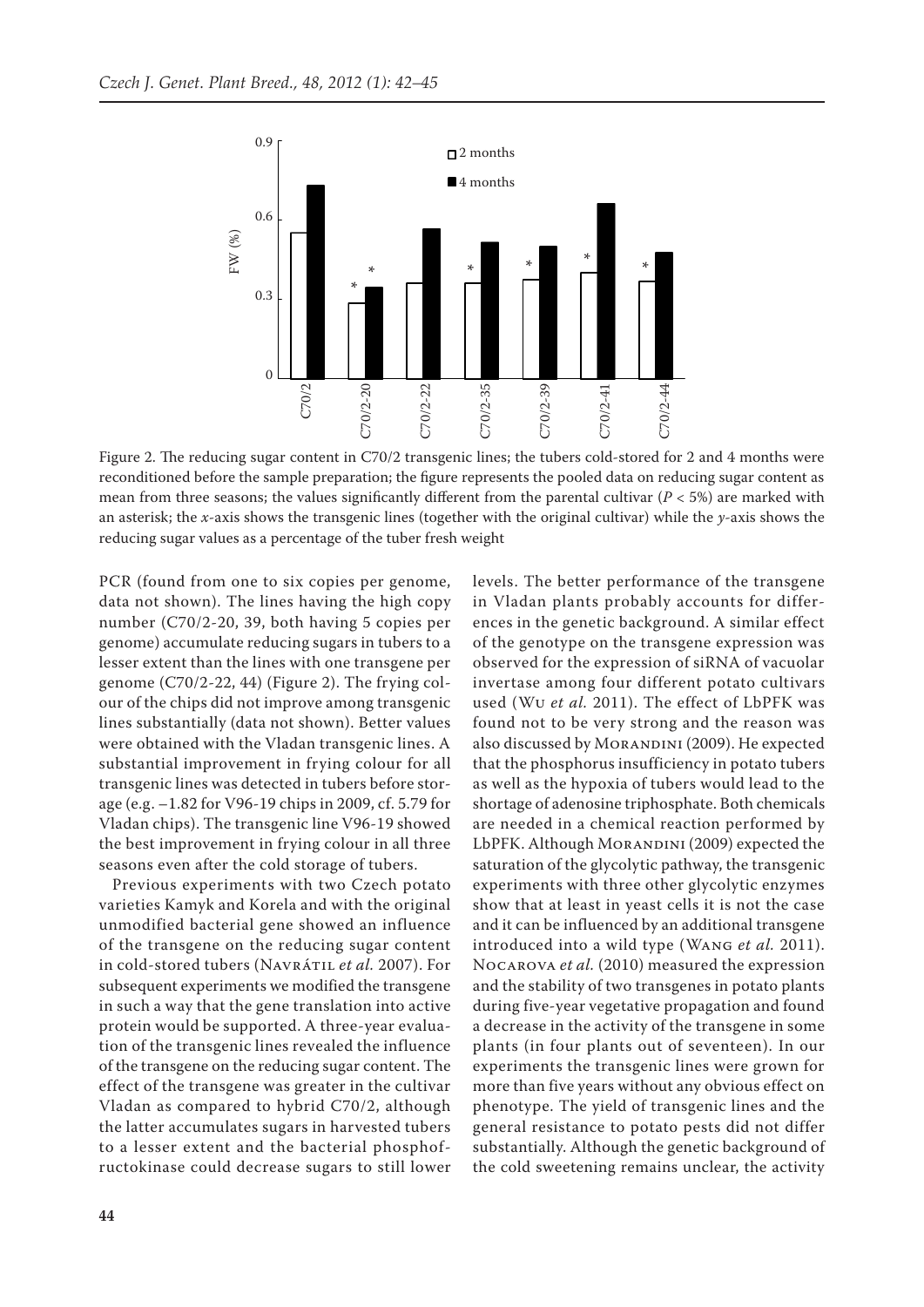Figure 2. The reducing sugar content in C70/2 transgenic lines; the tubers cold-stored for 2 and 4 months were reconditioned before the sample preparation; the figure represents the pooled data on reducing sugar content as mean from three seasons; the values significantly different from the parental cultivar ($P < 5\%$) are marked with an asterisk; the *x*-axis shows the transgenic lines (together with the original cultivar) while the *y*-axis shows the reducing sugar values as a percentage of the tuber fresh weight

PCR (found from one to six copies per genome, data not shown). The lines having the high copy number (C70/2-20, 39, both having 5 copies per genome) accumulate reducing sugars in tubers to a lesser extent than the lines with one transgene per genome (C70/2-22, 44) (Figure 2). The frying colour of the chips did not improve among transgenic lines substantially (data not shown). Better values were obtained with the Vladan transgenic lines. A substantial improvement in frying colour for all transgenic lines was detected in tubers before storage (e.g. –1.82 for V96-19 chips in 2009, cf. 5.79 for Vladan chips). The transgenic line V96-19 showed the best improvement in frying colour in all three seasons even after the cold storage of tubers.

Previous experiments with two Czech potato varieties Kamyk and Korela and with the original unmodified bacterial gene showed an influence of the transgene on the reducing sugar content in cold-stored tubers (Navrátil *et al.* 2007). For subsequent experiments we modified the transgene in such a way that the gene translation into active protein would be supported. A three-year evaluation of the transgenic lines revealed the influence of the transgene on the reducing sugar content. The effect of the transgene was greater in the cultivar Vladan as compared to hybrid C70/2, although the latter accumulates sugars in harvested tubers to a lesser extent and the bacterial phosphofructokinase could decrease sugars to still lower levels. The better performance of the transgene in Vladan plants probably accounts for differences in the genetic background. A similar effect of the genotype on the transgene expression was observed for the expression of siRNA of vacuolar invertase among four different potato cultivars used (Wu *et al.* 2011). The effect of LbPFK was found not to be very strong and the reason was also discussed by Morandini (2009). He expected that the phosphorus insufficiency in potato tubers as well as the hypoxia of tubers would lead to the shortage of adenosine triphosphate. Both chemicals are needed in a chemical reaction performed by LbPFK. Although Morandini (2009) expected the saturation of the glycolytic pathway, the transgenic experiments with three other glycolytic enzymes show that at least in yeast cells it is not the case and it can be influenced by an additional transgene introduced into a wild type (Wang *et al.* 2011). Nocarova *et al.* (2010) measured the expression and the stability of two transgenes in potato plants during five-year vegetative propagation and found a decrease in the activity of the transgene in some plants (in four plants out of seventeen). In our experiments the transgenic lines were grown for more than five years without any obvious effect on phenotype. The yield of transgenic lines and the general resistance to potato pests did not differ substantially. Although the genetic background of the cold sweetening remains unclear, the activity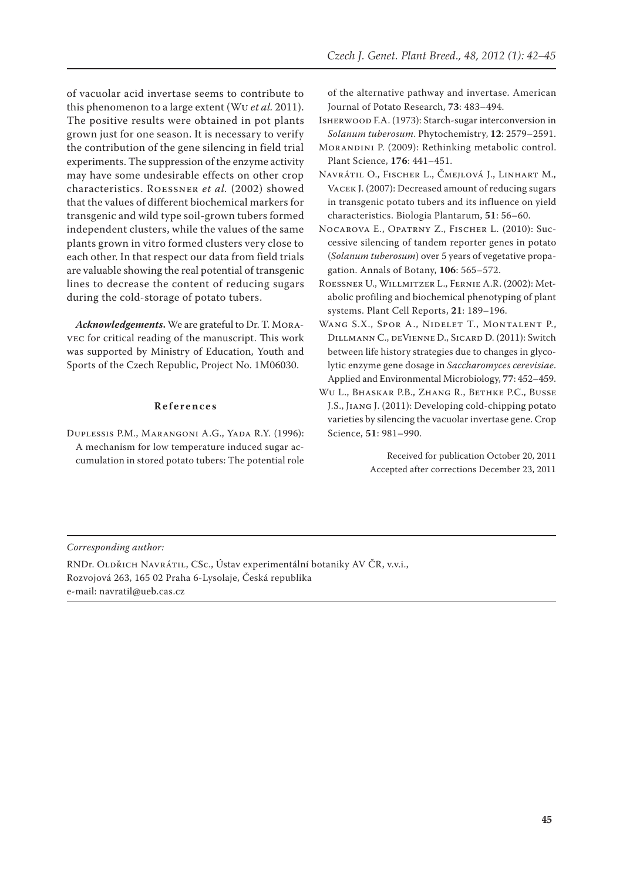of vacuolar acid invertase seems to contribute to this phenomenon to a large extent (Wu *et al.* 2011). The positive results were obtained in pot plants grown just for one season. It is necessary to verify the contribution of the gene silencing in field trial experiments. The suppression of the enzyme activity may have some undesirable effects on other crop characteristics. Roessner *et al.* (2002) showed that the values of different biochemical markers for transgenic and wild type soil-grown tubers formed independent clusters, while the values of the same plants grown in vitro formed clusters very close to each other. In that respect our data from field trials are valuable showing the real potential of transgenic lines to decrease the content of reducing sugars during the cold-storage of potato tubers.

***Acknowledgements.*** We are grateful to Dr. T. Moravec for critical reading of the manuscript. This work was supported by Ministry of Education, Youth and Sports of the Czech Republic, Project No. 1M06030.

## References

Duplessis P.M., Marangoni A.G., Yada R.Y. (1996): A mechanism for low temperature induced sugar accumulation in stored potato tubers: The potential role of the alternative pathway and invertase. American Journal of Potato Research, **73**: 483–494.

Isherwood F.A. (1973): Starch-sugar interconversion in *Solanum tuberosum*. Phytochemistry, **12**: 2579–2591.

Morandini P. (2009): Rethinking metabolic control. Plant Science, **176**: 441–451.

Navrátil O., Fischer L., Čmejlová J., Linhart M., Vacek J. (2007): Decreased amount of reducing sugars in transgenic potato tubers and its influence on yield characteristics. Biologia Plantarum, **51**: 56–60.

Nocarova E., Opatrny Z., Fischer L. (2010): Successive silencing of tandem reporter genes in potato (*Solanum tuberosum*) over 5 years of vegetative propagation. Annals of Botany, **106**: 565–572.

Roessner U., Willmitzer L., Fernie A.R. (2002): Metabolic profiling and biochemical phenotyping of plant systems. Plant Cell Reports, **21**: 189–196.

Wang S.X., Spor A., Nidelet T., Montalent P., Dillmann C., deVienne D., Sicard D. (2011): Switch between life history strategies due to changes in glycolytic enzyme gene dosage in *Saccharomyces cerevisiae*. Applied and Environmental Microbiology, **77**: 452–459.

Wu L., Bhaskar P.B., Zhang R., Bethke P.C., Busse J.S., Jiang J. (2011): Developing cold-chipping potato varieties by silencing the vacuolar invertase gene. Crop Science, **51**: 981–990.

Received for publication October 20, 2011
Accepted after corrections December 23, 2011

*Corresponding author:*

RNDr. Oldřich Navrátil, CSc., Ústav experimentální botaniky AV ČR, v.v.i., Rozvojová 263, 165 02 Praha 6-Lysolaje, Česká republika
e-mail: navratil@ueb.cas.cz